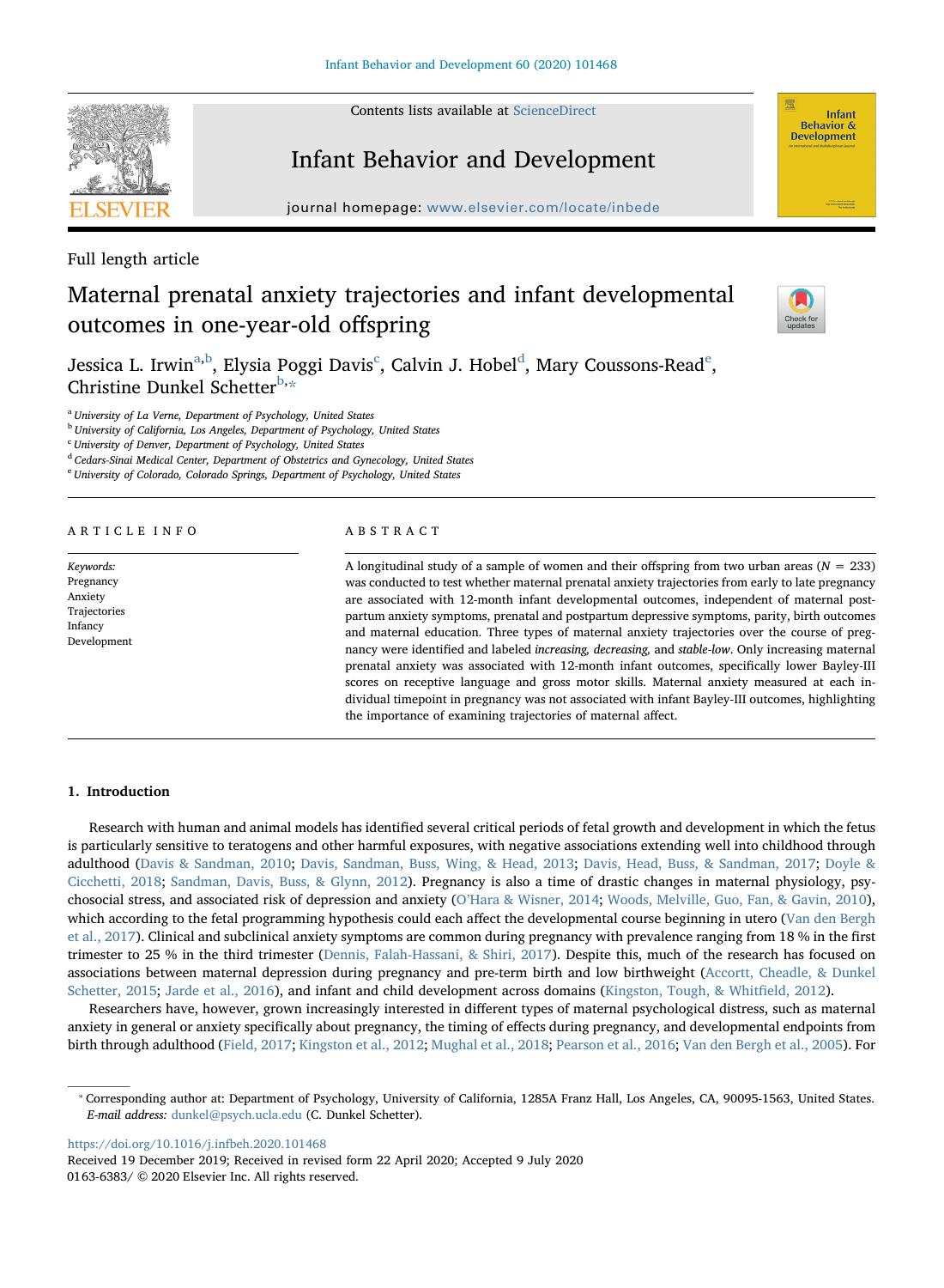Contents lists available at ScienceDirect

# Infant Behavior and Development

journal homepage: www.elsevier.com/locate/inbede

Full length article

# Maternal prenatal anxiety trajectories and infant developmental outcomes in one-year-old offspring

Jessica L. Irwin[a,b], Elysia Poggi Davis[c], Calvin J. Hobel[d], Mary Coussons-Read[e], Christine Dunkel Schetter[b,*]

[a] University of La Verne, Department of Psychology, United States
[b] University of California, Los Angeles, Department of Psychology, United States
[c] University of Denver, Department of Psychology, United States
[d] Cedars-Sinai Medical Center, Department of Obstetrics and Gynecology, United States
[e] University of Colorado, Colorado Springs, Department of Psychology, United States

## ARTICLE INFO

*Keywords:*
Pregnancy
Anxiety
Trajectories
Infancy
Development

## ABSTRACT

A longitudinal study of a sample of women and their offspring from two urban areas ($N = 233$) was conducted to test whether maternal prenatal anxiety trajectories from early to late pregnancy are associated with 12-month infant developmental outcomes, independent of maternal postpartum anxiety symptoms, prenatal and postpartum depressive symptoms, parity, birth outcomes and maternal education. Three types of maternal anxiety trajectories over the course of pregnancy were identified and labeled *increasing, decreasing,* and *stable-low*. Only increasing maternal prenatal anxiety was associated with 12-month infant outcomes, specifically lower Bayley-III scores on receptive language and gross motor skills. Maternal anxiety measured at each individual timepoint in pregnancy was not associated with infant Bayley-III outcomes, highlighting the importance of examining trajectories of maternal affect.

## 1. Introduction

Research with human and animal models has identified several critical periods of fetal growth and development in which the fetus is particularly sensitive to teratogens and other harmful exposures, with negative associations extending well into childhood through adulthood (Davis & Sandman, 2010; Davis, Sandman, Buss, Wing, & Head, 2013; Davis, Head, Buss, & Sandman, 2017; Doyle & Cicchetti, 2018; Sandman, Davis, Buss, & Glynn, 2012). Pregnancy is also a time of drastic changes in maternal physiology, psychosocial stress, and associated risk of depression and anxiety (O'Hara & Wisner, 2014; Woods, Melville, Guo, Fan, & Gavin, 2010), which according to the fetal programming hypothesis could each affect the developmental course beginning in utero (Van den Bergh et al., 2017). Clinical and subclinical anxiety symptoms are common during pregnancy with prevalence ranging from 18 % in the first trimester to 25 % in the third trimester (Dennis, Falah-Hassani, & Shiri, 2017). Despite this, much of the research has focused on associations between maternal depression during pregnancy and pre-term birth and low birthweight (Accortt, Cheadle, & Dunkel Schetter, 2015; Jarde et al., 2016), and infant and child development across domains (Kingston, Tough, & Whitfield, 2012).

Researchers have, however, grown increasingly interested in different types of maternal psychological distress, such as maternal anxiety in general or anxiety specifically about pregnancy, the timing of effects during pregnancy, and developmental endpoints from birth through adulthood (Field, 2017; Kingston et al., 2012; Mughal et al., 2018; Pearson et al., 2016; Van den Bergh et al., 2005). For

---

* Corresponding author at: Department of Psychology, University of California, 1285A Franz Hall, Los Angeles, CA, 90095-1563, United States.
*E-mail address:* dunkel@psych.ucla.edu (C. Dunkel Schetter).

https://doi.org/10.1016/j.infbeh.2020.101468
Received 19 December 2019; Received in revised form 22 April 2020; Accepted 9 July 2020
0163-6383/ © 2020 Elsevier Inc. All rights reserved.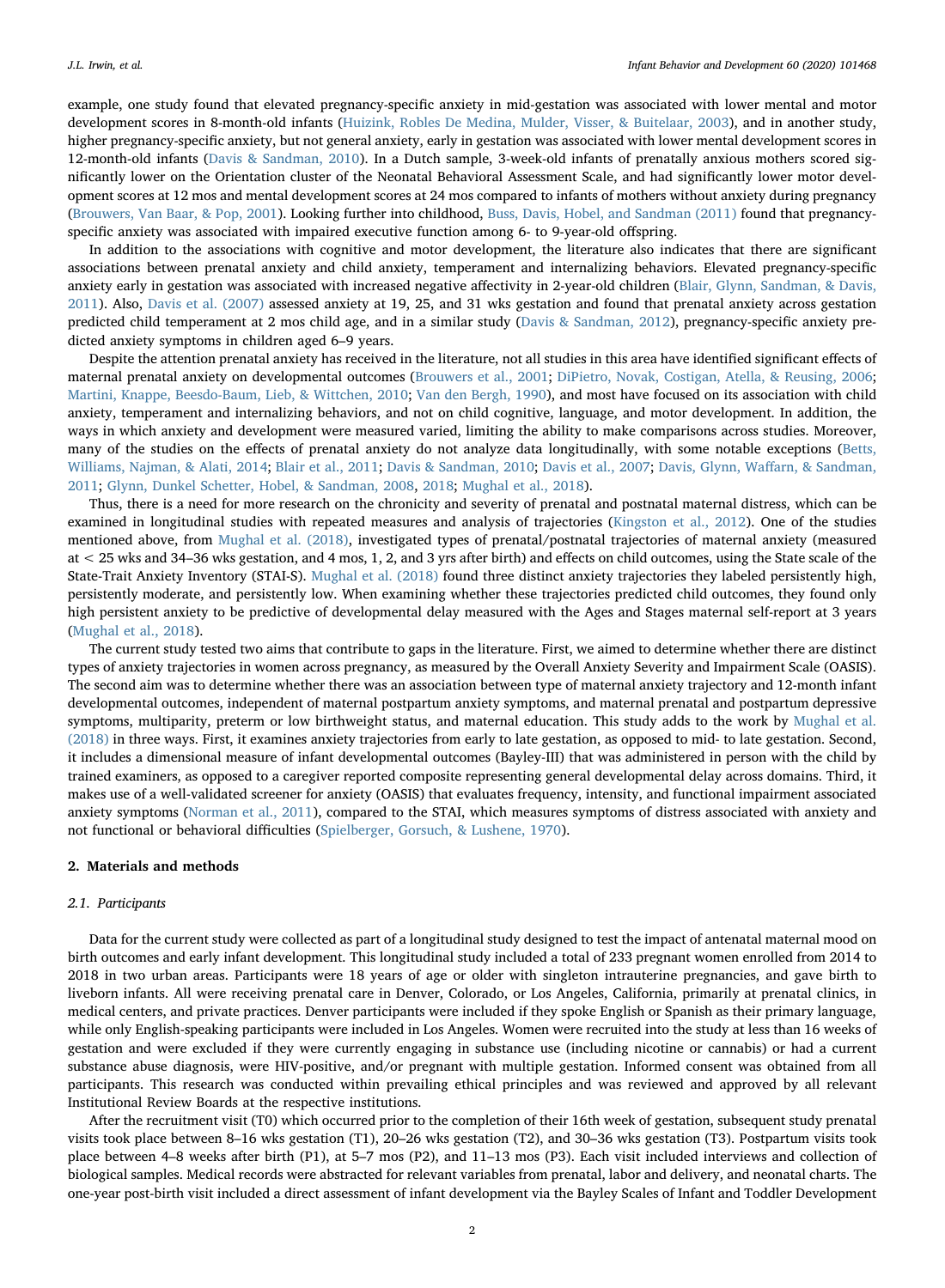example, one study found that elevated pregnancy-specific anxiety in mid-gestation was associated with lower mental and motor development scores in 8-month-old infants (Huizink, Robles De Medina, Mulder, Visser, & Buitelaar, 2003), and in another study, higher pregnancy-specific anxiety, but not general anxiety, early in gestation was associated with lower mental development scores in 12-month-old infants (Davis & Sandman, 2010). In a Dutch sample, 3-week-old infants of prenatally anxious mothers scored significantly lower on the Orientation cluster of the Neonatal Behavioral Assessment Scale, and had significantly lower motor development scores at 12 mos and mental development scores at 24 mos compared to infants of mothers without anxiety during pregnancy (Brouwers, Van Baar, & Pop, 2001). Looking further into childhood, Buss, Davis, Hobel, and Sandman (2011) found that pregnancy-specific anxiety was associated with impaired executive function among 6- to 9-year-old offspring.

In addition to the associations with cognitive and motor development, the literature also indicates that there are significant associations between prenatal anxiety and child anxiety, temperament and internalizing behaviors. Elevated pregnancy-specific anxiety early in gestation was associated with increased negative affectivity in 2-year-old children (Blair, Glynn, Sandman, & Davis, 2011). Also, Davis et al. (2007) assessed anxiety at 19, 25, and 31 wks gestation and found that prenatal anxiety across gestation predicted child temperament at 2 mos child age, and in a similar study (Davis & Sandman, 2012), pregnancy-specific anxiety predicted anxiety symptoms in children aged 6–9 years.

Despite the attention prenatal anxiety has received in the literature, not all studies in this area have identified significant effects of maternal prenatal anxiety on developmental outcomes (Brouwers et al., 2001; DiPietro, Novak, Costigan, Atella, & Reusing, 2006; Martini, Knappe, Beesdo-Baum, Lieb, & Wittchen, 2010; Van den Bergh, 1990), and most have focused on its association with child anxiety, temperament and internalizing behaviors, and not on child cognitive, language, and motor development. In addition, the ways in which anxiety and development were measured varied, limiting the ability to make comparisons across studies. Moreover, many of the studies on the effects of prenatal anxiety do not analyze data longitudinally, with some notable exceptions (Betts, Williams, Najman, & Alati, 2014; Blair et al., 2011; Davis & Sandman, 2010; Davis et al., 2007; Davis, Glynn, Waffarn, & Sandman, 2011; Glynn, Dunkel Schetter, Hobel, & Sandman, 2008, 2018; Mughal et al., 2018).

Thus, there is a need for more research on the chronicity and severity of prenatal and postnatal maternal distress, which can be examined in longitudinal studies with repeated measures and analysis of trajectories (Kingston et al., 2012). One of the studies mentioned above, from Mughal et al. (2018), investigated types of prenatal/postnatal trajectories of maternal anxiety (measured at < 25 wks and 34–36 wks gestation, and 4 mos, 1, 2, and 3 yrs after birth) and effects on child outcomes, using the State scale of the State-Trait Anxiety Inventory (STAI-S). Mughal et al. (2018) found three distinct anxiety trajectories they labeled persistently high, persistently moderate, and persistently low. When examining whether these trajectories predicted child outcomes, they found only high persistent anxiety to be predictive of developmental delay measured with the Ages and Stages maternal self-report at 3 years (Mughal et al., 2018).

The current study tested two aims that contribute to gaps in the literature. First, we aimed to determine whether there are distinct types of anxiety trajectories in women across pregnancy, as measured by the Overall Anxiety Severity and Impairment Scale (OASIS). The second aim was to determine whether there was an association between type of maternal anxiety trajectory and 12-month infant developmental outcomes, independent of maternal postpartum anxiety symptoms, and maternal prenatal and postpartum depressive symptoms, multiparity, preterm or low birthweight status, and maternal education. This study adds to the work by Mughal et al. (2018) in three ways. First, it examines anxiety trajectories from early to late gestation, as opposed to mid- to late gestation. Second, it includes a dimensional measure of infant developmental outcomes (Bayley-III) that was administered in person with the child by trained examiners, as opposed to a caregiver reported composite representing general developmental delay across domains. Third, it makes use of a well-validated screener for anxiety (OASIS) that evaluates frequency, intensity, and functional impairment associated anxiety symptoms (Norman et al., 2011), compared to the STAI, which measures symptoms of distress associated with anxiety and not functional or behavioral difficulties (Spielberger, Gorsuch, & Lushene, 1970).

## 2. Materials and methods

### 2.1. Participants

Data for the current study were collected as part of a longitudinal study designed to test the impact of antenatal maternal mood on birth outcomes and early infant development. This longitudinal study included a total of 233 pregnant women enrolled from 2014 to 2018 in two urban areas. Participants were 18 years of age or older with singleton intrauterine pregnancies, and gave birth to liveborn infants. All were receiving prenatal care in Denver, Colorado, or Los Angeles, California, primarily at prenatal clinics, in medical centers, and private practices. Denver participants were included if they spoke English or Spanish as their primary language, while only English-speaking participants were included in Los Angeles. Women were recruited into the study at less than 16 weeks of gestation and were excluded if they were currently engaging in substance use (including nicotine or cannabis) or had a current substance abuse diagnosis, were HIV-positive, and/or pregnant with multiple gestation. Informed consent was obtained from all participants. This research was conducted within prevailing ethical principles and was reviewed and approved by all relevant Institutional Review Boards at the respective institutions.

After the recruitment visit (T0) which occurred prior to the completion of their 16th week of gestation, subsequent study prenatal visits took place between 8–16 wks gestation (T1), 20–26 wks gestation (T2), and 30–36 wks gestation (T3). Postpartum visits took place between 4–8 weeks after birth (P1), at 5–7 mos (P2), and 11–13 mos (P3). Each visit included interviews and collection of biological samples. Medical records were abstracted for relevant variables from prenatal, labor and delivery, and neonatal charts. The one-year post-birth visit included a direct assessment of infant development via the Bayley Scales of Infant and Toddler Development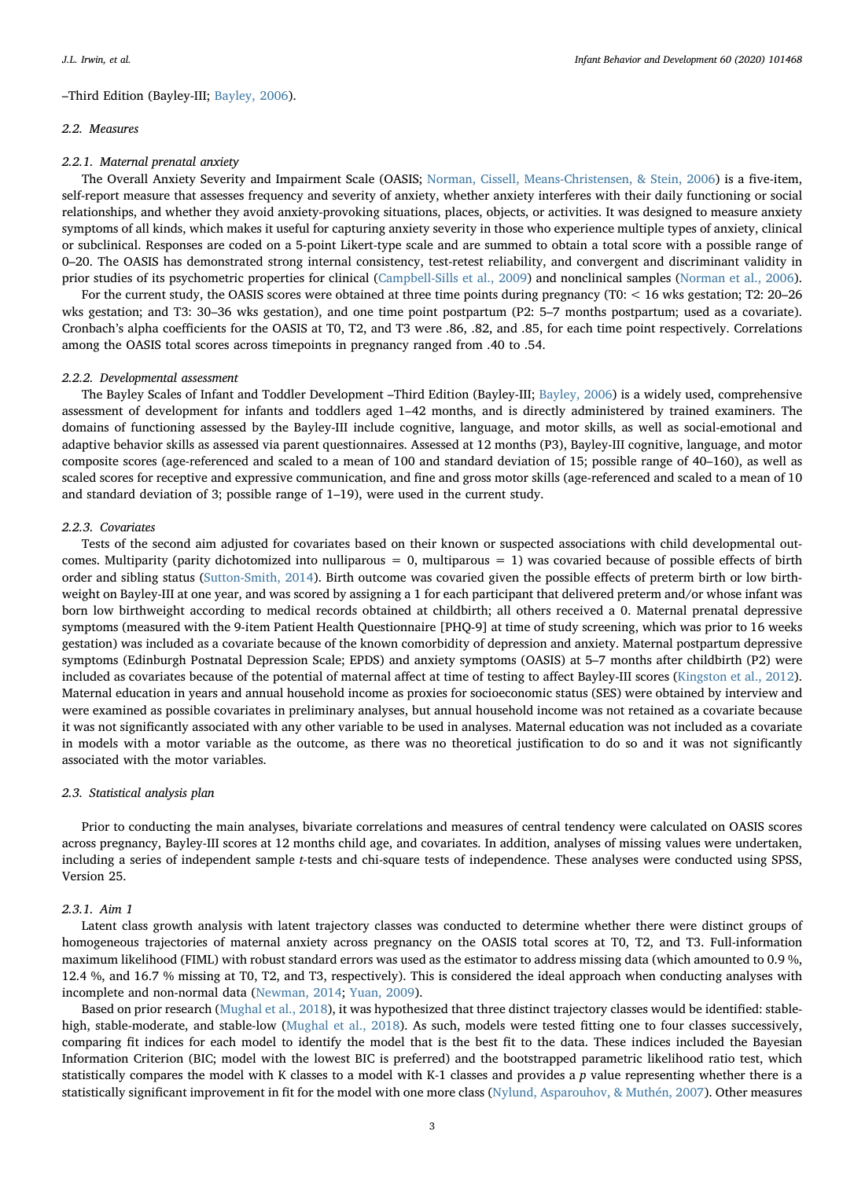–Third Edition (Bayley-III; Bayley, 2006).

## 2.2. Measures

### 2.2.1. Maternal prenatal anxiety

The Overall Anxiety Severity and Impairment Scale (OASIS; Norman, Cissell, Means-Christensen, & Stein, 2006) is a five-item, self-report measure that assesses frequency and severity of anxiety, whether anxiety interferes with their daily functioning or social relationships, and whether they avoid anxiety-provoking situations, places, objects, or activities. It was designed to measure anxiety symptoms of all kinds, which makes it useful for capturing anxiety severity in those who experience multiple types of anxiety, clinical or subclinical. Responses are coded on a 5-point Likert-type scale and are summed to obtain a total score with a possible range of 0–20. The OASIS has demonstrated strong internal consistency, test-retest reliability, and convergent and discriminant validity in prior studies of its psychometric properties for clinical (Campbell-Sills et al., 2009) and nonclinical samples (Norman et al., 2006).

For the current study, the OASIS scores were obtained at three time points during pregnancy (T0: < 16 wks gestation; T2: 20–26 wks gestation; and T3: 30–36 wks gestation), and one time point postpartum (P2: 5–7 months postpartum; used as a covariate). Cronbach's alpha coefficients for the OASIS at T0, T2, and T3 were .86, .82, and .85, for each time point respectively. Correlations among the OASIS total scores across timepoints in pregnancy ranged from .40 to .54.

### 2.2.2. Developmental assessment

The Bayley Scales of Infant and Toddler Development –Third Edition (Bayley-III; Bayley, 2006) is a widely used, comprehensive assessment of development for infants and toddlers aged 1–42 months, and is directly administered by trained examiners. The domains of functioning assessed by the Bayley-III include cognitive, language, and motor skills, as well as social-emotional and adaptive behavior skills as assessed via parent questionnaires. Assessed at 12 months (P3), Bayley-III cognitive, language, and motor composite scores (age-referenced and scaled to a mean of 100 and standard deviation of 15; possible range of 40–160), as well as scaled scores for receptive and expressive communication, and fine and gross motor skills (age-referenced and scaled to a mean of 10 and standard deviation of 3; possible range of 1–19), were used in the current study.

### 2.2.3. Covariates

Tests of the second aim adjusted for covariates based on their known or suspected associations with child developmental outcomes. Multiparity (parity dichotomized into nulliparous = 0, multiparous = 1) was covaried because of possible effects of birth order and sibling status (Sutton-Smith, 2014). Birth outcome was covaried given the possible effects of preterm birth or low birthweight on Bayley-III at one year, and was scored by assigning a 1 for each participant that delivered preterm and/or whose infant was born low birthweight according to medical records obtained at childbirth; all others received a 0. Maternal prenatal depressive symptoms (measured with the 9-item Patient Health Questionnaire [PHQ-9] at time of study screening, which was prior to 16 weeks gestation) was included as a covariate because of the known comorbidity of depression and anxiety. Maternal postpartum depressive symptoms (Edinburgh Postnatal Depression Scale; EPDS) and anxiety symptoms (OASIS) at 5–7 months after childbirth (P2) were included as covariates because of the potential of maternal affect at time of testing to affect Bayley-III scores (Kingston et al., 2012). Maternal education in years and annual household income as proxies for socioeconomic status (SES) were obtained by interview and were examined as possible covariates in preliminary analyses, but annual household income was not retained as a covariate because it was not significantly associated with any other variable to be used in analyses. Maternal education was not included as a covariate in models with a motor variable as the outcome, as there was no theoretical justification to do so and it was not significantly associated with the motor variables.

## 2.3. Statistical analysis plan

Prior to conducting the main analyses, bivariate correlations and measures of central tendency were calculated on OASIS scores across pregnancy, Bayley-III scores at 12 months child age, and covariates. In addition, analyses of missing values were undertaken, including a series of independent sample *t*-tests and chi-square tests of independence. These analyses were conducted using SPSS, Version 25.

### 2.3.1. Aim 1

Latent class growth analysis with latent trajectory classes was conducted to determine whether there were distinct groups of homogeneous trajectories of maternal anxiety across pregnancy on the OASIS total scores at T0, T2, and T3. Full-information maximum likelihood (FIML) with robust standard errors was used as the estimator to address missing data (which amounted to 0.9 %, 12.4 %, and 16.7 % missing at T0, T2, and T3, respectively). This is considered the ideal approach when conducting analyses with incomplete and non-normal data (Newman, 2014; Yuan, 2009).

Based on prior research (Mughal et al., 2018), it was hypothesized that three distinct trajectory classes would be identified: stable-high, stable-moderate, and stable-low (Mughal et al., 2018). As such, models were tested fitting one to four classes successively, comparing fit indices for each model to identify the model that is the best fit to the data. These indices included the Bayesian Information Criterion (BIC; model with the lowest BIC is preferred) and the bootstrapped parametric likelihood ratio test, which statistically compares the model with K classes to a model with K-1 classes and provides a *p* value representing whether there is a statistically significant improvement in fit for the model with one more class (Nylund, Asparouhov, & Muthén, 2007). Other measures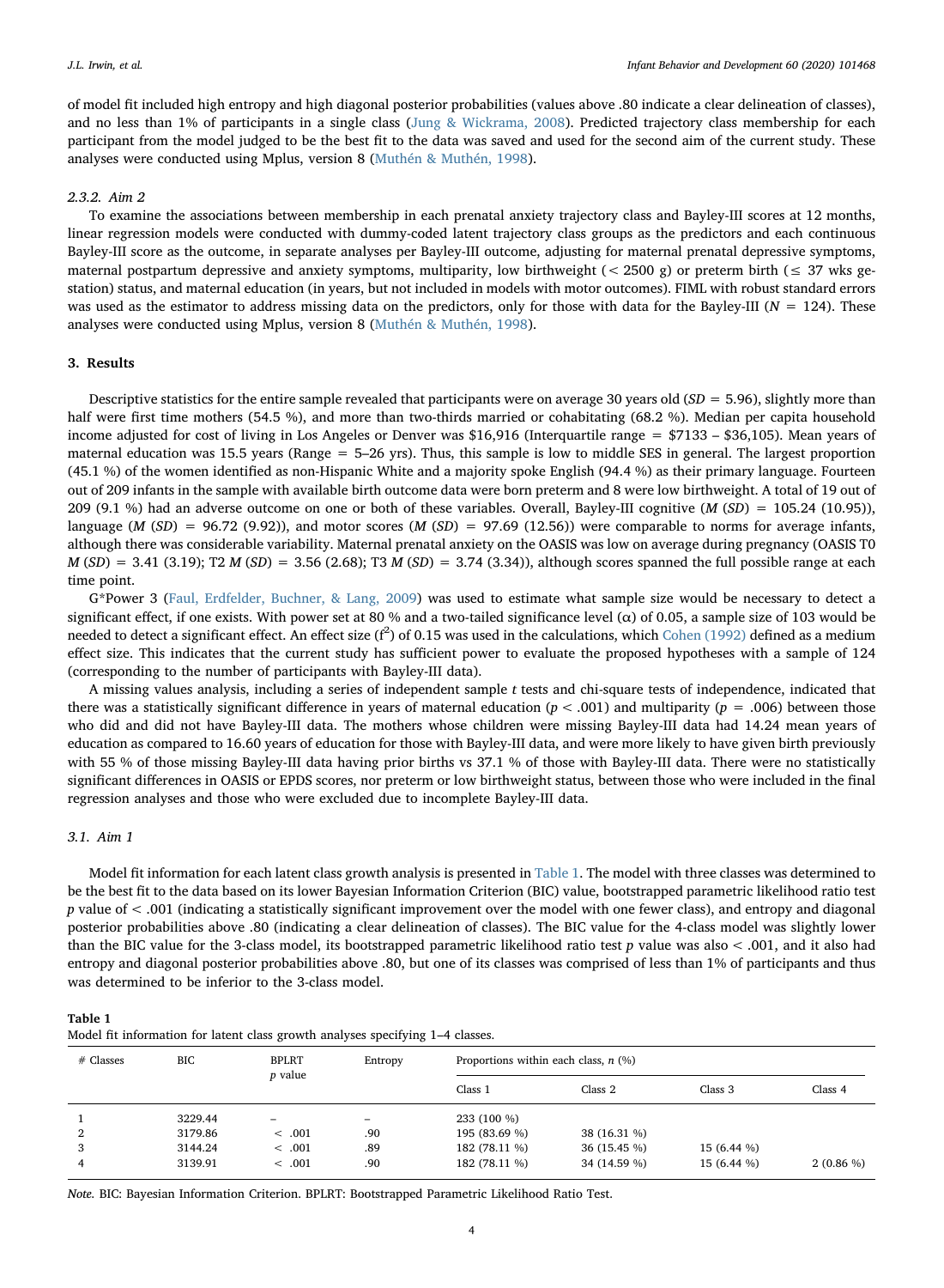of model fit included high entropy and high diagonal posterior probabilities (values above .80 indicate a clear delineation of classes), and no less than 1% of participants in a single class (Jung & Wickrama, 2008). Predicted trajectory class membership for each participant from the model judged to be the best fit to the data was saved and used for the second aim of the current study. These analyses were conducted using Mplus, version 8 (Muthén & Muthén, 1998).

#### 2.3.2. Aim 2

To examine the associations between membership in each prenatal anxiety trajectory class and Bayley-III scores at 12 months, linear regression models were conducted with dummy-coded latent trajectory class groups as the predictors and each continuous Bayley-III score as the outcome, in separate analyses per Bayley-III outcome, adjusting for maternal prenatal depressive symptoms, maternal postpartum depressive and anxiety symptoms, multiparity, low birthweight (< 2500 g) or preterm birth (≤ 37 wks gestation) status, and maternal education (in years, but not included in models with motor outcomes). FIML with robust standard errors was used as the estimator to address missing data on the predictors, only for those with data for the Bayley-III ($N$ = 124). These analyses were conducted using Mplus, version 8 (Muthén & Muthén, 1998).

## 3. Results

Descriptive statistics for the entire sample revealed that participants were on average 30 years old ($SD$ = 5.96), slightly more than half were first time mothers (54.5 %), and more than two-thirds married or cohabitating (68.2 %). Median per capita household income adjusted for cost of living in Los Angeles or Denver was $16,916 (Interquartile range = $7133 – $36,105). Mean years of maternal education was 15.5 years (Range = 5–26 yrs). Thus, this sample is low to middle SES in general. The largest proportion (45.1 %) of the women identified as non-Hispanic White and a majority spoke English (94.4 %) as their primary language. Fourteen out of 209 infants in the sample with available birth outcome data were born preterm and 8 were low birthweight. A total of 19 out of 209 (9.1 %) had an adverse outcome on one or both of these variables. Overall, Bayley-III cognitive ($M$ ($SD$) = 105.24 (10.95)), language ($M$ ($SD$) = 96.72 (9.92)), and motor scores ($M$ ($SD$) = 97.69 (12.56)) were comparable to norms for average infants, although there was considerable variability. Maternal prenatal anxiety on the OASIS was low on average during pregnancy (OASIS T0 $M$ ($SD$) = 3.41 (3.19); T2 $M$ ($SD$) = 3.56 (2.68); T3 $M$ ($SD$) = 3.74 (3.34)), although scores spanned the full possible range at each time point.

G*Power 3 (Faul, Erdfelder, Buchner, & Lang, 2009) was used to estimate what sample size would be necessary to detect a significant effect, if one exists. With power set at 80 % and a two-tailed significance level (α) of 0.05, a sample size of 103 would be needed to detect a significant effect. An effect size ($f^2$) of 0.15 was used in the calculations, which Cohen (1992) defined as a medium effect size. This indicates that the current study has sufficient power to evaluate the proposed hypotheses with a sample of 124 (corresponding to the number of participants with Bayley-III data).

A missing values analysis, including a series of independent sample $t$ tests and chi-square tests of independence, indicated that there was a statistically significant difference in years of maternal education ($p$ < .001) and multiparity ($p$ = .006) between those who did and did not have Bayley-III data. The mothers whose children were missing Bayley-III data had 14.24 mean years of education as compared to 16.60 years of education for those with Bayley-III data, and were more likely to have given birth previously with 55 % of those missing Bayley-III data having prior births vs 37.1 % of those with Bayley-III data. There were no statistically significant differences in OASIS or EPDS scores, nor preterm or low birthweight status, between those who were included in the final regression analyses and those who were excluded due to incomplete Bayley-III data.

### 3.1. Aim 1

Model fit information for each latent class growth analysis is presented in Table 1. The model with three classes was determined to be the best fit to the data based on its lower Bayesian Information Criterion (BIC) value, bootstrapped parametric likelihood ratio test $p$ value of < .001 (indicating a statistically significant improvement over the model with one fewer class), and entropy and diagonal posterior probabilities above .80 (indicating a clear delineation of classes). The BIC value for the 4-class model was slightly lower than the BIC value for the 3-class model, its bootstrapped parametric likelihood ratio test $p$ value was also < .001, and it also had entropy and diagonal posterior probabilities above .80, but one of its classes was comprised of less than 1% of participants and thus was determined to be inferior to the 3-class model.

**Table 1**
Model fit information for latent class growth analyses specifying 1–4 classes.

| # Classes | BIC | BPLRT $p$ value | Entropy | Proportions within each class, $n$ (%) | | | |
|---|---|---|---|---|---|---|---|
| | | | | Class 1 | Class 2 | Class 3 | Class 4 |
| 1 | 3229.44 | – | – | 233 (100 %) | | | |
| 2 | 3179.86 | < .001 | .90 | 195 (83.69 %) | 38 (16.31 %) | | |
| 3 | 3144.24 | < .001 | .89 | 182 (78.11 %) | 36 (15.45 %) | 15 (6.44 %) | |
| 4 | 3139.91 | < .001 | .90 | 182 (78.11 %) | 34 (14.59 %) | 15 (6.44 %) | 2 (0.86 %) |

*Note.* BIC: Bayesian Information Criterion. BPLRT: Bootstrapped Parametric Likelihood Ratio Test.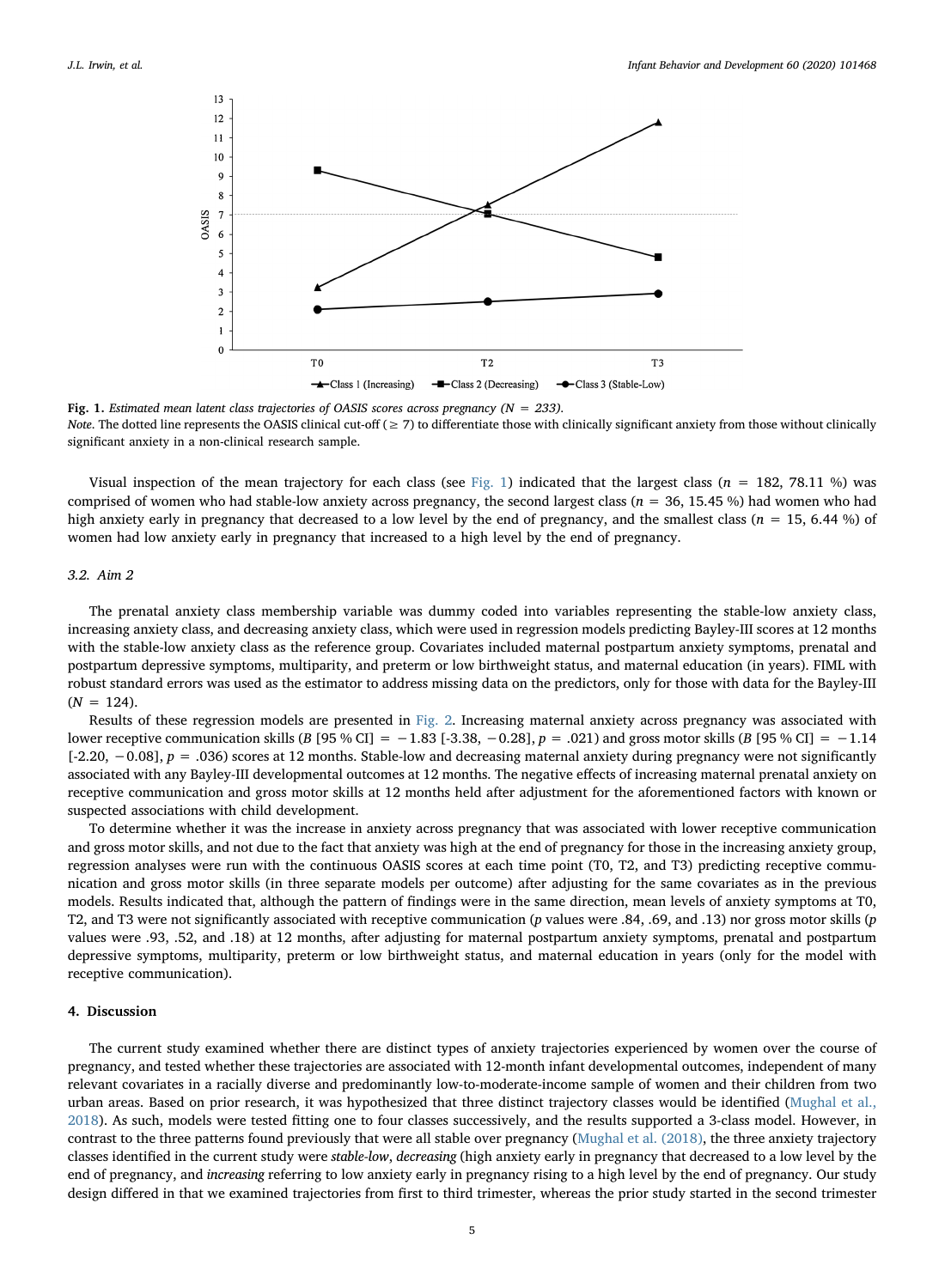**Fig. 1.** *Estimated mean latent class trajectories of OASIS scores across pregnancy (N = 233).*
*Note*. The dotted line represents the OASIS clinical cut-off (≥ 7) to differentiate those with clinically significant anxiety from those without clinically significant anxiety in a non-clinical research sample.

Visual inspection of the mean trajectory for each class (see Fig. 1) indicated that the largest class ($n$ = 182, 78.11 %) was comprised of women who had stable-low anxiety across pregnancy, the second largest class ($n$ = 36, 15.45 %) had women who had high anxiety early in pregnancy that decreased to a low level by the end of pregnancy, and the smallest class ($n$ = 15, 6.44 %) of women had low anxiety early in pregnancy that increased to a high level by the end of pregnancy.

### 3.2. Aim 2

The prenatal anxiety class membership variable was dummy coded into variables representing the stable-low anxiety class, increasing anxiety class, and decreasing anxiety class, which were used in regression models predicting Bayley-III scores at 12 months with the stable-low anxiety class as the reference group. Covariates included maternal postpartum anxiety symptoms, prenatal and postpartum depressive symptoms, multiparity, and preterm or low birthweight status, and maternal education (in years). FIML with robust standard errors was used as the estimator to address missing data on the predictors, only for those with data for the Bayley-III ($N$ = 124).

Results of these regression models are presented in Fig. 2. Increasing maternal anxiety across pregnancy was associated with lower receptive communication skills ($B$ [95 % CI] = −1.83 [-3.38, −0.28], $p$ = .021) and gross motor skills ($B$ [95 % CI] = −1.14 [-2.20, −0.08], $p$ = .036) scores at 12 months. Stable-low and decreasing maternal anxiety during pregnancy were not significantly associated with any Bayley-III developmental outcomes at 12 months. The negative effects of increasing maternal prenatal anxiety on receptive communication and gross motor skills at 12 months held after adjustment for the aforementioned factors with known or suspected associations with child development.

To determine whether it was the increase in anxiety across pregnancy that was associated with lower receptive communication and gross motor skills, and not due to the fact that anxiety was high at the end of pregnancy for those in the increasing anxiety group, regression analyses were run with the continuous OASIS scores at each time point (T0, T2, and T3) predicting receptive communication and gross motor skills (in three separate models per outcome) after adjusting for the same covariates as in the previous models. Results indicated that, although the pattern of findings were in the same direction, mean levels of anxiety symptoms at T0, T2, and T3 were not significantly associated with receptive communication ($p$ values were .84, .69, and .13) nor gross motor skills ($p$ values were .93, .52, and .18) at 12 months, after adjusting for maternal postpartum anxiety symptoms, prenatal and postpartum depressive symptoms, multiparity, preterm or low birthweight status, and maternal education in years (only for the model with receptive communication).

## 4. Discussion

The current study examined whether there are distinct types of anxiety trajectories experienced by women over the course of pregnancy, and tested whether these trajectories are associated with 12-month infant developmental outcomes, independent of many relevant covariates in a racially diverse and predominantly low-to-moderate-income sample of women and their children from two urban areas. Based on prior research, it was hypothesized that three distinct trajectory classes would be identified (Mughal et al., 2018). As such, models were tested fitting one to four classes successively, and the results supported a 3-class model. However, in contrast to the three patterns found previously that were all stable over pregnancy (Mughal et al. (2018), the three anxiety trajectory classes identified in the current study were *stable-low*, *decreasing* (high anxiety early in pregnancy that decreased to a low level by the end of pregnancy, and *increasing* referring to low anxiety early in pregnancy rising to a high level by the end of pregnancy. Our study design differed in that we examined trajectories from first to third trimester, whereas the prior study started in the second trimester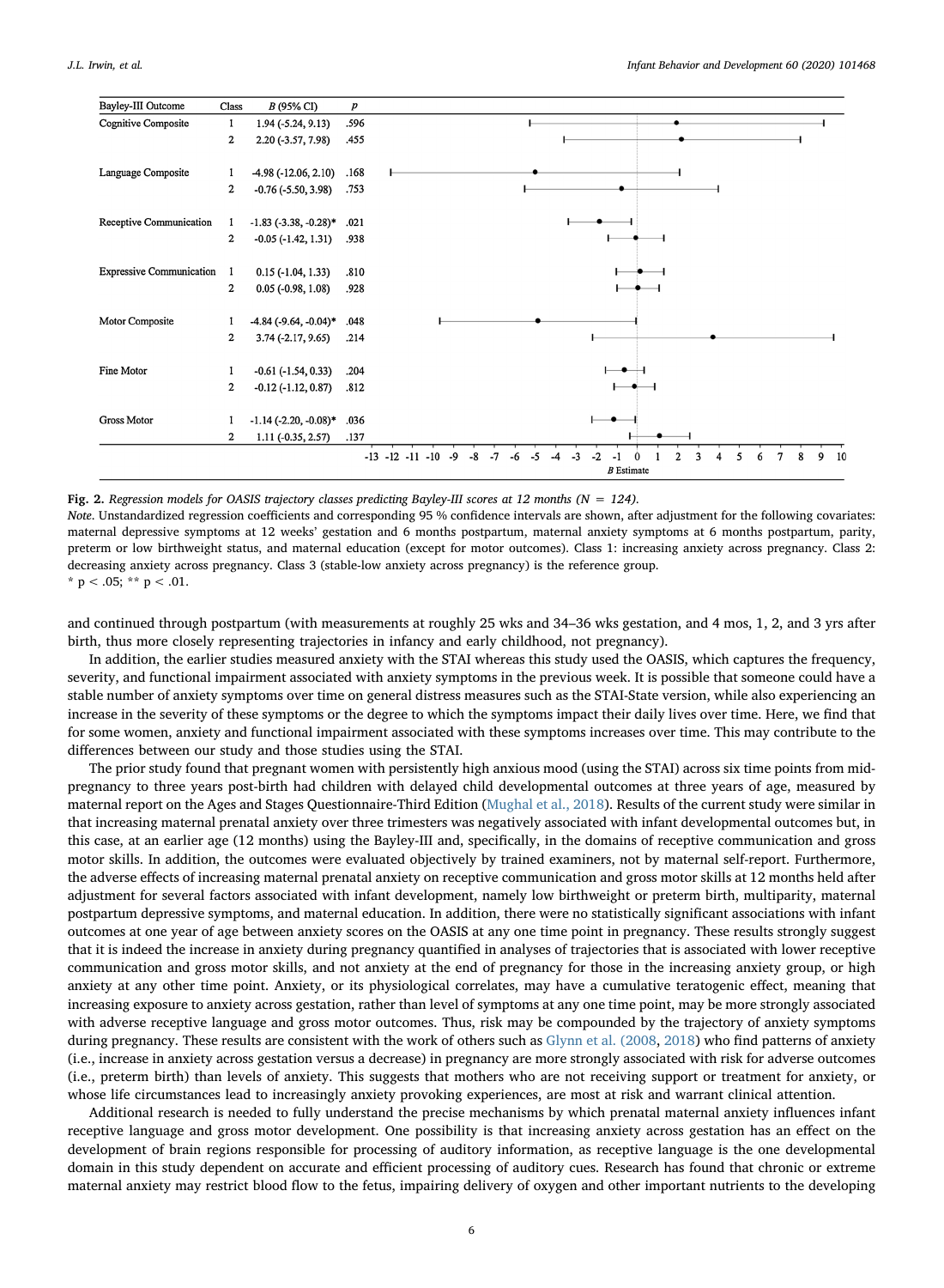| Bayley-III Outcome | Class | B (95% CI) | p |
|---|---|---|---|
| Cognitive Composite | 1 | 1.94 (-5.24, 9.13) | .596 |
| | 2 | 2.20 (-3.57, 7.98) | .455 |
| Language Composite | 1 | -4.98 (-12.06, 2.10) | .168 |
| | 2 | -0.76 (-5.50, 3.98) | .753 |
| Receptive Communication | 1 | -1.83 (-3.38, -0.28)* | .021 |
| | 2 | -0.05 (-1.42, 1.31) | .938 |
| Expressive Communication | 1 | 0.15 (-1.04, 1.33) | .810 |
| | 2 | 0.05 (-0.98, 1.08) | .928 |
| Motor Composite | 1 | -4.84 (-9.64, -0.04)* | .048 |
| | 2 | 3.74 (-2.17, 9.65) | .214 |
| Fine Motor | 1 | -0.61 (-1.54, 0.33) | .204 |
| | 2 | -0.12 (-1.12, 0.87) | .812 |
| Gross Motor | 1 | -1.14 (-2.20, -0.08)* | .036 |
| | 2 | 1.11 (-0.35, 2.57) | .137 |

**Fig. 2.** *Regression models for OASIS trajectory classes predicting Bayley-III scores at 12 months (N = 124).*

*Note*. Unstandardized regression coefficients and corresponding 95 % confidence intervals are shown, after adjustment for the following covariates: maternal depressive symptoms at 12 weeks' gestation and 6 months postpartum, maternal anxiety symptoms at 6 months postpartum, parity, preterm or low birthweight status, and maternal education (except for motor outcomes). Class 1: increasing anxiety across pregnancy. Class 2: decreasing anxiety across pregnancy. Class 3 (stable-low anxiety across pregnancy) is the reference group.

* p < .05; ** p < .01.

and continued through postpartum (with measurements at roughly 25 wks and 34–36 wks gestation, and 4 mos, 1, 2, and 3 yrs after birth, thus more closely representing trajectories in infancy and early childhood, not pregnancy).

In addition, the earlier studies measured anxiety with the STAI whereas this study used the OASIS, which captures the frequency, severity, and functional impairment associated with anxiety symptoms in the previous week. It is possible that someone could have a stable number of anxiety symptoms over time on general distress measures such as the STAI-State version, while also experiencing an increase in the severity of these symptoms or the degree to which the symptoms impact their daily lives over time. Here, we find that for some women, anxiety and functional impairment associated with these symptoms increases over time. This may contribute to the differences between our study and those studies using the STAI.

The prior study found that pregnant women with persistently high anxious mood (using the STAI) across six time points from mid-pregnancy to three years post-birth had children with delayed child developmental outcomes at three years of age, measured by maternal report on the Ages and Stages Questionnaire-Third Edition (Mughal et al., 2018). Results of the current study were similar in that increasing maternal prenatal anxiety over three trimesters was negatively associated with infant developmental outcomes but, in this case, at an earlier age (12 months) using the Bayley-III and, specifically, in the domains of receptive communication and gross motor skills. In addition, the outcomes were evaluated objectively by trained examiners, not by maternal self-report. Furthermore, the adverse effects of increasing maternal prenatal anxiety on receptive communication and gross motor skills at 12 months held after adjustment for several factors associated with infant development, namely low birthweight or preterm birth, multiparity, maternal postpartum depressive symptoms, and maternal education. In addition, there were no statistically significant associations with infant outcomes at one year of age between anxiety scores on the OASIS at any one time point in pregnancy. These results strongly suggest that it is indeed the increase in anxiety during pregnancy quantified in analyses of trajectories that is associated with lower receptive communication and gross motor skills, and not anxiety at the end of pregnancy for those in the increasing anxiety group, or high anxiety at any other time point. Anxiety, or its physiological correlates, may have a cumulative teratogenic effect, meaning that increasing exposure to anxiety across gestation, rather than level of symptoms at any one time point, may be more strongly associated with adverse receptive language and gross motor outcomes. Thus, risk may be compounded by the trajectory of anxiety symptoms during pregnancy. These results are consistent with the work of others such as Glynn et al. (2008, 2018) who find patterns of anxiety (i.e., increase in anxiety across gestation versus a decrease) in pregnancy are more strongly associated with risk for adverse outcomes (i.e., preterm birth) than levels of anxiety. This suggests that mothers who are not receiving support or treatment for anxiety, or whose life circumstances lead to increasingly anxiety provoking experiences, are most at risk and warrant clinical attention.

Additional research is needed to fully understand the precise mechanisms by which prenatal maternal anxiety influences infant receptive language and gross motor development. One possibility is that increasing anxiety across gestation has an effect on the development of brain regions responsible for processing of auditory information, as receptive language is the one developmental domain in this study dependent on accurate and efficient processing of auditory cues. Research has found that chronic or extreme maternal anxiety may restrict blood flow to the fetus, impairing delivery of oxygen and other important nutrients to the developing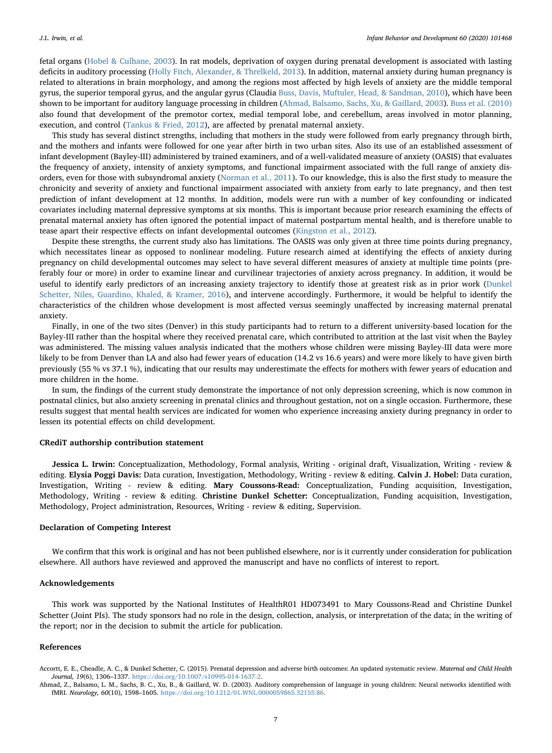fetal organs (Hobel & Culhane, 2003). In rat models, deprivation of oxygen during prenatal development is associated with lasting deficits in auditory processing (Holly Fitch, Alexander, & Threlkeld, 2013). In addition, maternal anxiety during human pregnancy is related to alterations in brain morphology, and among the regions most affected by high levels of anxiety are the middle temporal gyrus, the superior temporal gyrus, and the angular gyrus (Claudia Buss, Davis, Muftuler, Head, & Sandman, 2010), which have been shown to be important for auditory language processing in children (Ahmad, Balsamo, Sachs, Xu, & Gaillard, 2003). Buss et al. (2010) also found that development of the premotor cortex, medial temporal lobe, and cerebellum, areas involved in motor planning, execution, and control (Tankus & Fried, 2012), are affected by prenatal maternal anxiety.

This study has several distinct strengths, including that mothers in the study were followed from early pregnancy through birth, and the mothers and infants were followed for one year after birth in two urban sites. Also its use of an established assessment of infant development (Bayley-III) administered by trained examiners, and of a well-validated measure of anxiety (OASIS) that evaluates the frequency of anxiety, intensity of anxiety symptoms, and functional impairment associated with the full range of anxiety disorders, even for those with subsyndromal anxiety (Norman et al., 2011). To our knowledge, this is also the first study to measure the chronicity and severity of anxiety and functional impairment associated with anxiety from early to late pregnancy, and then test prediction of infant development at 12 months. In addition, models were run with a number of key confounding or indicated covariates including maternal depressive symptoms at six months. This is important because prior research examining the effects of prenatal maternal anxiety has often ignored the potential impact of maternal postpartum mental health, and is therefore unable to tease apart their respective effects on infant developmental outcomes (Kingston et al., 2012).

Despite these strengths, the current study also has limitations. The OASIS was only given at three time points during pregnancy, which necessitates linear as opposed to nonlinear modeling. Future research aimed at identifying the effects of anxiety during pregnancy on child developmental outcomes may select to have several different measures of anxiety at multiple time points (preferably four or more) in order to examine linear and curvilinear trajectories of anxiety across pregnancy. In addition, it would be useful to identify early predictors of an increasing anxiety trajectory to identify those at greatest risk as in prior work (Dunkel Schetter, Niles, Guardino, Khaled, & Kramer, 2016), and intervene accordingly. Furthermore, it would be helpful to identify the characteristics of the children whose development is most affected versus seemingly unaffected by increasing maternal prenatal anxiety.

Finally, in one of the two sites (Denver) in this study participants had to return to a different university-based location for the Bayley-III rather than the hospital where they received prenatal care, which contributed to attrition at the last visit when the Bayley was administered. The missing values analysis indicated that the mothers whose children were missing Bayley-III data were more likely to be from Denver than LA and also had fewer years of education (14.2 vs 16.6 years) and were more likely to have given birth previously (55 % vs 37.1 %), indicating that our results may underestimate the effects for mothers with fewer years of education and more children in the home.

In sum, the findings of the current study demonstrate the importance of not only depression screening, which is now common in postnatal clinics, but also anxiety screening in prenatal clinics and throughout gestation, not on a single occasion. Furthermore, these results suggest that mental health services are indicated for women who experience increasing anxiety during pregnancy in order to lessen its potential effects on child development.

### CRediT authorship contribution statement

**Jessica L. Irwin:** Conceptualization, Methodology, Formal analysis, Writing - original draft, Visualization, Writing - review & editing. **Elysia Poggi Davis:** Data curation, Investigation, Methodology, Writing - review & editing. **Calvin J. Hobel:** Data curation, Investigation, Writing - review & editing. **Mary Coussons-Read:** Conceptualization, Funding acquisition, Investigation, Methodology, Writing - review & editing. **Christine Dunkel Schetter:** Conceptualization, Funding acquisition, Investigation, Methodology, Project administration, Resources, Writing - review & editing, Supervision.

### Declaration of Competing Interest

We confirm that this work is original and has not been published elsewhere, nor is it currently under consideration for publication elsewhere. All authors have reviewed and approved the manuscript and have no conflicts of interest to report.

### Acknowledgements

This work was supported by the National Institutes of HealthR01 HD073491 to Mary Coussons-Read and Christine Dunkel Schetter (Joint PIs). The study sponsors had no role in the design, collection, analysis, or interpretation of the data; in the writing of the report; nor in the decision to submit the article for publication.

### References

Accortt, E. E., Cheadle, A. C., & Dunkel Schetter, C. (2015). Prenatal depression and adverse birth outcomes: An updated systematic review. *Maternal and Child Health Journal, 19*(6), 1306–1337. https://doi.org/10.1007/s10995-014-1637-2.

Ahmad, Z., Balsamo, L. M., Sachs, B. C., Xu, B., & Gaillard, W. D. (2003). Auditory comprehension of language in young children: Neural networks identified with fMRI. *Neurology, 60*(10), 1598–1605. https://doi.org/10.1212/01.WNL.0000059865.32155.86.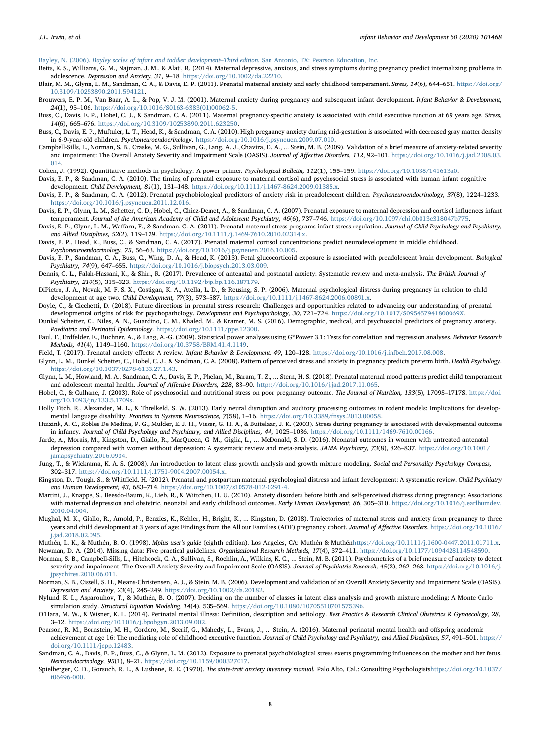Bayley, N. (2006). *Bayley scales of infant and toddler development–Third edition.* San Antonio, TX: Pearson Education, Inc.

Betts, K. S., Williams, G. M., Najman, J. M., & Alati, R. (2014). Maternal depressive, anxious, and stress symptoms during pregnancy predict internalizing problems in adolescence. *Depression and Anxiety, 31*, 9–18. https://doi.org/10.1002/da.22210.

Blair, M. M., Glynn, L. M., Sandman, C. A., & Davis, E. P. (2011). Prenatal maternal anxiety and early childhood temperament. *Stress, 14*(6), 644–651. https://doi.org/10.3109/10253890.2011.594121.

Brouwers, E. P. M., Van Baar, A. L., & Pop, V. J. M. (2001). Maternal anxiety during pregnancy and subsequent infant development. *Infant Behavior & Development, 24*(1), 95–106. https://doi.org/10.1016/S0163-6383(01)00062-5.

Buss, C., Davis, E. P., Hobel, C. J., & Sandman, C. A. (2011). Maternal pregnancy-specific anxiety is associated with child executive function at 69 years age. *Stress, 14*(6), 665–676. https://doi.org/10.3109/10253890.2011.623250.

Buss, C., Davis, E. P., Muftuler, L. T., Head, K., & Sandman, C. A. (2010). High pregnancy anxiety during mid-gestation is associated with decreased gray matter density in 6-9-year-old children. *Psychoneuroendocrinology*. https://doi.org/10.1016/j.psyneuen.2009.07.010.

Campbell-Sills, L., Norman, S. B., Craske, M. G., Sullivan, G., Lang, A. J., Chavira, D. A., ... Stein, M. B. (2009). Validation of a brief measure of anxiety-related severity and impairment: The Overall Anxiety Severity and Impairment Scale (OASIS). *Journal of Affective Disorders, 112*, 92–101. https://doi.org/10.1016/j.jad.2008.03.014.

Cohen, J. (1992). Quantitative methods in psychology: A power primer. *Psychological Bulletin, 112*(1), 155–159. https://doi.org/10.1038/141613a0.

Davis, E. P., & Sandman, C. A. (2010). The timing of prenatal exposure to maternal cortisol and psychosocial stress is associated with human infant cognitive development. *Child Development, 81*(1), 131–148. https://doi.org/10.1111/j.1467-8624.2009.01385.x.

Davis, E. P., & Sandman, C. A. (2012). Prenatal psychobiological predictors of anxiety risk in preadolescent children. *Psychoneuroendocrinology, 37*(8), 1224–1233. https://doi.org/10.1016/j.psyneuen.2011.12.016.

Davis, E. P., Glynn, L. M., Schetter, C. D., Hobel, C., Chicz-Demet, A., & Sandman, C. A. (2007). Prenatal exposure to maternal depression and cortisol influences infant temperament. *Journal of the American Academy of Child and Adolescent Psychiatry, 46*(6), 737–746. https://doi.org/10.1097/chi.0b013e318047b775.

Davis, E. P., Glynn, L. M., Waffarn, F., & Sandman, C. A. (2011). Prenatal maternal stress programs infant stress regulation. *Journal of Child Psychology and Psychiatry, and Allied Disciplines, 52*(2), 119–129. https://doi.org/10.1111/j.1469-7610.2010.02314.x.

Davis, E. P., Head, K., Buss, C., & Sandman, C. A. (2017). Prenatal maternal cortisol concentrations predict neurodevelopment in middle childhood. *Psychoneuroendocrinology, 75*, 56–63. https://doi.org/10.1016/j.psyneuen.2016.10.005.

Davis, E. P., Sandman, C. A., Buss, C., Wing, D. A., & Head, K. (2013). Fetal glucocorticoid exposure is associated with preadolescent brain development. *Biological Psychiatry, 74*(9), 647–655. https://doi.org/10.1016/j.biopsych.2013.03.009.

Dennis, C. L., Falah-Hassani, K., & Shiri, R. (2017). Prevalence of antenatal and postnatal anxiety: Systematic review and meta-analysis. *The British Journal of Psychiatry, 210*(5), 315–323. https://doi.org/10.1192/bjp.bp.116.187179.

DiPietro, J. A., Novak, M. F. S. X., Costigan, K. A., Atella, L. D., & Reusing, S. P. (2006). Maternal psychological distress during pregnancy in relation to child development at age two. *Child Development, 77*(3), 573–587. https://doi.org/10.1111/j.1467-8624.2006.00891.x.

Doyle, C., & Cicchetti, D. (2018). Future directions in prenatal stress research: Challenges and opportunities related to advancing our understanding of prenatal developmental origins of risk for psychopathology. *Development and Psychopathology, 30*, 721–724. https://doi.org/10.1017/S095457941800069X.

Dunkel Schetter, C., Niles, A. N., Guardino, C. M., Khaled, M., & Kramer, M. S. (2016). Demographic, medical, and psychosocial predictors of pregnancy anxiety. *Paediatric and Perinatal Epidemiology*. https://doi.org/10.1111/ppe.12300.

Faul, F., Erdfelder, E., Buchner, A., & Lang, A.-G. (2009). Statistical power analyses using G*Power 3.1: Tests for correlation and regression analyses. *Behavior Research Methods, 41*(4), 1149–1160. https://doi.org/10.3758/BRM.41.4.1149.

Field, T. (2017). Prenatal anxiety effects: A review. *Infant Behavior & Development, 49*, 120–128. https://doi.org/10.1016/j.infbeh.2017.08.008.

Glynn, L. M., Dunkel Schetter, C., Hobel, C. J., & Sandman, C. A. (2008). Pattern of perceived stress and anxiety in pregnancy predicts preterm birth. *Health Psychology*. https://doi.org/10.1037/0278-6133.27.1.43.

Glynn, L. M., Howland, M. A., Sandman, C. A., Davis, E. P., Phelan, M., Baram, T. Z., ... Stern, H. S. (2018). Prenatal maternal mood patterns predict child temperament and adolescent mental health. *Journal of Affective Disorders, 228*, 83–90. https://doi.org/10.1016/j.jad.2017.11.065.

Hobel, C., & Culhane, J. (2003). Role of psychosocial and nutritional stress on poor pregnancy outcome. *The Journal of Nutrition, 133*(5), 1709S–1717S. https://doi.org/10.1093/jn/133.5.1709s.

Holly Fitch, R., Alexander, M. L., & Threlkeld, S. W. (2013). Early neural disruption and auditory processing outcomes in rodent models: Implications for developmental language disability. *Frontiers in Systems Neuroscience, 7*(58), 1–16. https://doi.org/10.3389/fnsys.2013.00058.

Huizink, A. C., Robles De Medina, P. G., Mulder, E. J. H., Visser, G. H. A., & Buitelaar, J. K. (2003). Stress during pregnancy is associated with developmental outcome in infancy. *Journal of Child Psychology and Psychiatry, and Allied Disciplines, 44*, 1025–1036. https://doi.org/10.1111/1469-7610.00166.

Jarde, A., Morais, M., Kingston, D., Giallo, R., MacQueen, G. M., Giglia, L., ... McDonald, S. D. (2016). Neonatal outcomes in women with untreated antenatal depression compared with women without depression: A systematic review and meta-analysis. *JAMA Psychiatry, 73*(8), 826–837. https://doi.org/10.1001/jamapsychiatry.2016.0934.

Jung, T., & Wickrama, K. A. S. (2008). An introduction to latent class growth analysis and growth mixture modeling. *Social and Personality Psychology Compass*, 302–317. https://doi.org/10.1111/j.1751-9004.2007.00054.x.

Kingston, D., Tough, S., & Whitfield, H. (2012). Prenatal and postpartum maternal psychological distress and infant development: A systematic review. *Child Psychiatry and Human Development, 43*, 683–714. https://doi.org/10.1007/s10578-012-0291-4.

Martini, J., Knappe, S., Beesdo-Baum, K., Lieb, R., & Wittchen, H. U. (2010). Anxiety disorders before birth and self-perceived distress during pregnancy: Associations with maternal depression and obstetric, neonatal and early childhood outcomes. *Early Human Development, 86*, 305–310. https://doi.org/10.1016/j.earlhumdev.2010.04.004.

Mughal, M. K., Giallo, R., Arnold, P., Benzies, K., Kehler, H., Bright, K., ... Kingston, D. (2018). Trajectories of maternal stress and anxiety from pregnancy to three years and child development at 3 years of age: Findings from the All our Families (AOF) pregnancy cohort. *Journal of Affective Disorders*. https://doi.org/10.1016/j.jad.2018.02.095.

Muthén, L. K., & Muthén, B. O. (1998). *Mplus user's guide* (eighth edition). Los Angeles, CA: Muthén & Muthénhttps://doi.org/10.1111/j.1600-0447.2011.01711.x.

Newman, D. A. (2014). Missing data: Five practical guidelines. *Organizational Research Methods, 17*(4), 372–411. https://doi.org/10.1177/1094428114548590.

Norman, S. B., Campbell-Sills, L., Hitchcock, C. A., Sullivan, S., Rochlin, A., Wilkins, K. C., ... Stein, M. B. (2011). Psychometrics of a brief measure of anxiety to detect severity and impairment: The Overall Anxiety Severity and Impairment Scale (OASIS). *Journal of Psychiatric Research, 45*(2), 262–268. https://doi.org/10.1016/j.jpsychires.2010.06.011.

Norman, S. B., Cissell, S. H., Means-Christensen, A. J., & Stein, M. B. (2006). Development and validation of an Overall Anxiety Severity and Impairment Scale (OASIS). *Depression and Anxiety, 23*(4), 245–249. https://doi.org/10.1002/da.20182.

Nylund, K. L., Asparouhov, T., & Muthén, B. O. (2007). Deciding on the number of classes in latent class analysis and growth mixture modeling: A Monte Carlo simulation study. *Structural Equation Modeling, 14*(4), 535–569. https://doi.org/10.1080/10705510701575396.

O'Hara, M. W., & Wisner, K. L. (2014). Perinatal mental illness: Definition, description and aetiology. *Best Practice & Research Clinical Obstetrics & Gynaecology, 28*, 3–12. https://doi.org/10.1016/j.bpobgyn.2013.09.002.

Pearson, R. M., Bornstein, M. H., Cordero, M., Scerif, G., Mahedy, L., Evans, J., ... Stein, A. (2016). Maternal perinatal mental health and offspring academic achievement at age 16: The mediating role of childhood executive function. *Journal of Child Psychology and Psychiatry, and Allied Disciplines, 57*, 491–501. https://doi.org/10.1111/jcpp.12483.

Sandman, C. A., Davis, E. P., Buss, C., & Glynn, L. M. (2012). Exposure to prenatal psychobiological stress exerts programming influences on the mother and her fetus. *Neuroendocrinology, 95*(1), 8–21. https://doi.org/10.1159/000327017.

Spielberger, C. D., Gorsuch, R. L., & Lushene, R. E. (1970). *The state-trait anxiety inventory manual.* Palo Alto, Cal.: Consulting Psychologistshttps://doi.org/10.1037/t06496-000.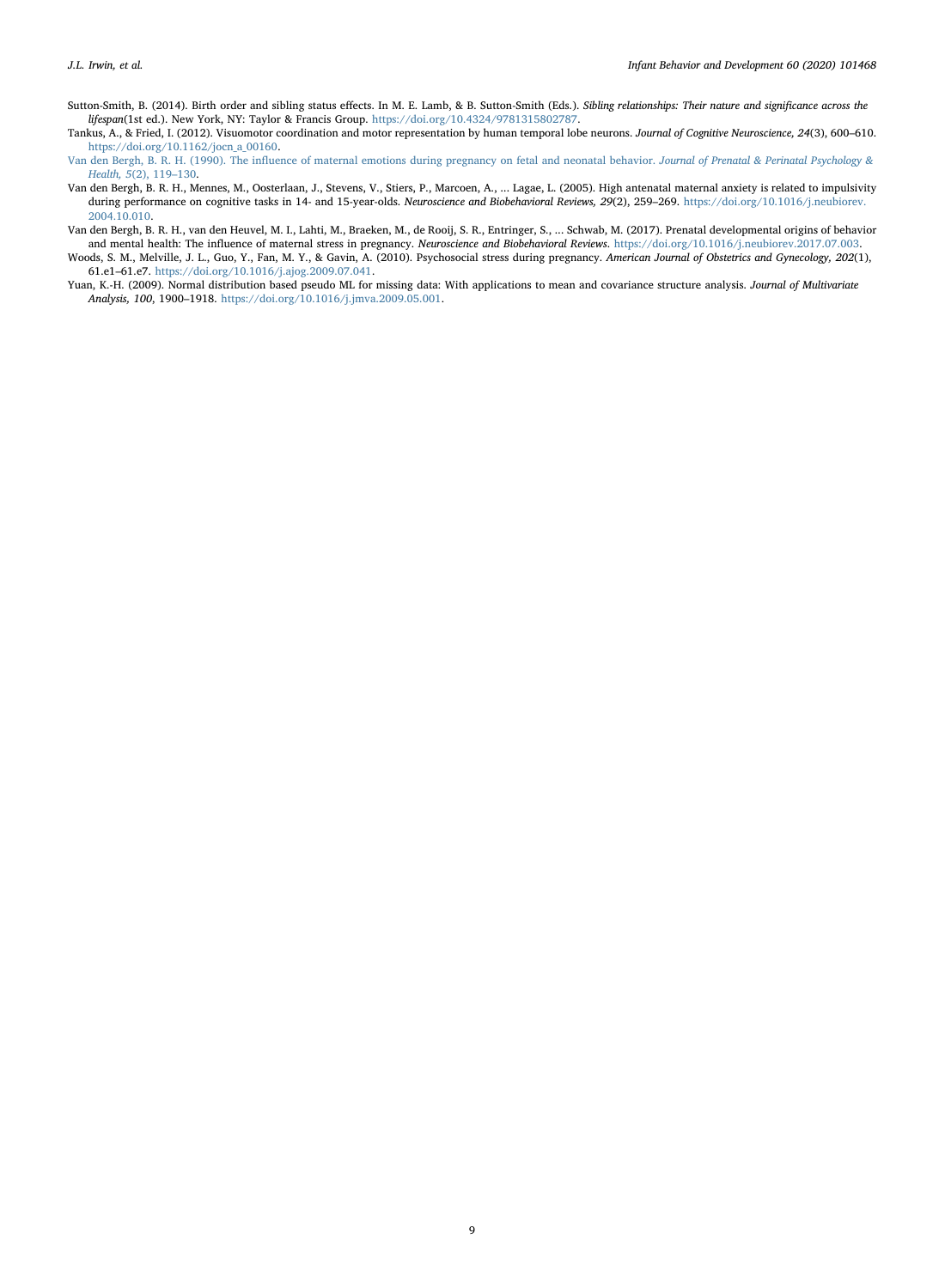Sutton-Smith, B. (2014). Birth order and sibling status effects. In M. E. Lamb, & B. Sutton-Smith (Eds.). *Sibling relationships: Their nature and significance across the lifespan*(1st ed.). New York, NY: Taylor & Francis Group. https://doi.org/10.4324/9781315802787.

Tankus, A., & Fried, I. (2012). Visuomotor coordination and motor representation by human temporal lobe neurons. *Journal of Cognitive Neuroscience, 24*(3), 600–610. https://doi.org/10.1162/jocn_a_00160.

Van den Bergh, B. R. H. (1990). The influence of maternal emotions during pregnancy on fetal and neonatal behavior. *Journal of Prenatal & Perinatal Psychology & Health, 5*(2), 119–130.

Van den Bergh, B. R. H., Mennes, M., Oosterlaan, J., Stevens, V., Stiers, P., Marcoen, A., ... Lagae, L. (2005). High antenatal maternal anxiety is related to impulsivity during performance on cognitive tasks in 14- and 15-year-olds. *Neuroscience and Biobehavioral Reviews, 29*(2), 259–269. https://doi.org/10.1016/j.neubiorev.2004.10.010.

Van den Bergh, B. R. H., van den Heuvel, M. I., Lahti, M., Braeken, M., de Rooij, S. R., Entringer, S., ... Schwab, M. (2017). Prenatal developmental origins of behavior and mental health: The influence of maternal stress in pregnancy. *Neuroscience and Biobehavioral Reviews*. https://doi.org/10.1016/j.neubiorev.2017.07.003.

Woods, S. M., Melville, J. L., Guo, Y., Fan, M. Y., & Gavin, A. (2010). Psychosocial stress during pregnancy. *American Journal of Obstetrics and Gynecology, 202*(1), 61.e1–61.e7. https://doi.org/10.1016/j.ajog.2009.07.041.

Yuan, K.-H. (2009). Normal distribution based pseudo ML for missing data: With applications to mean and covariance structure analysis. *Journal of Multivariate Analysis, 100*, 1900–1918. https://doi.org/10.1016/j.jmva.2009.05.001.